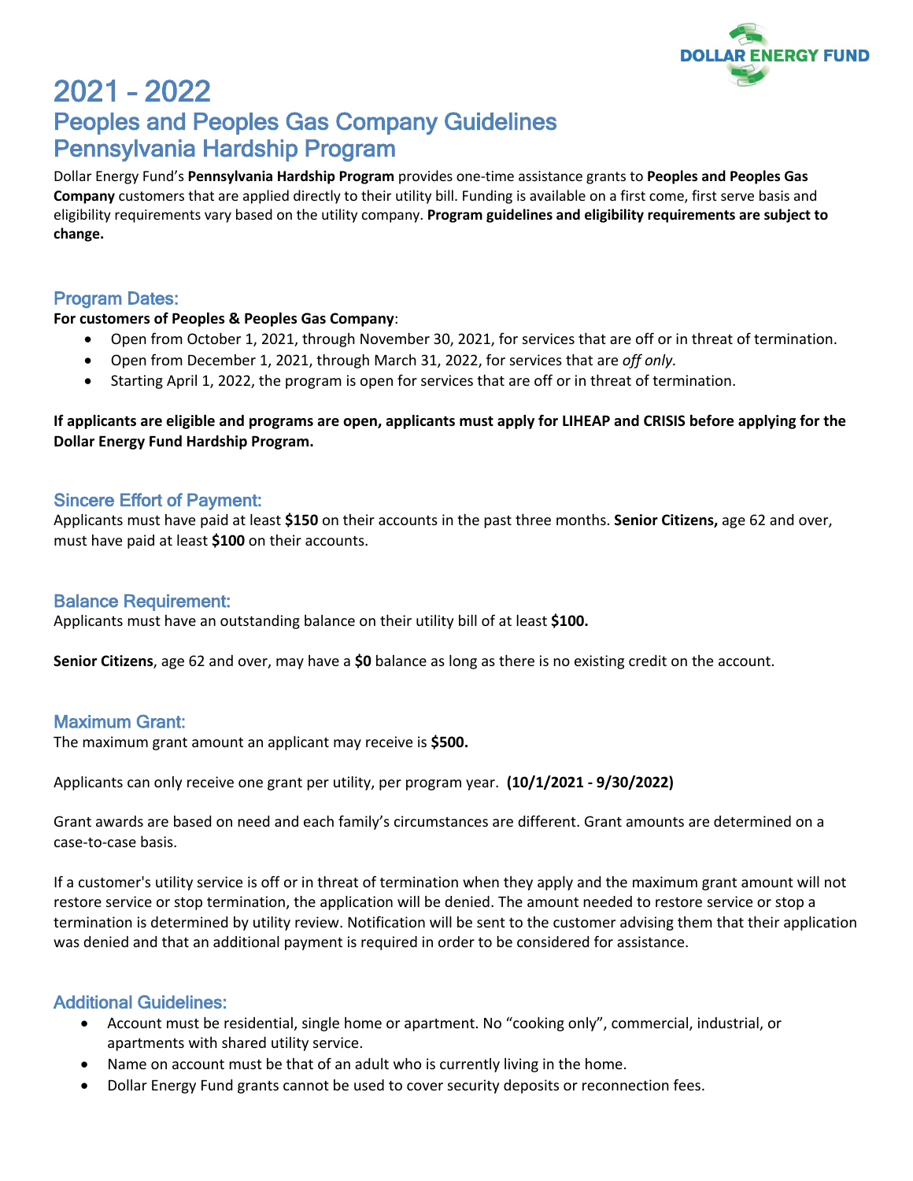# 2021 - 2022
## Peoples and Peoples Gas Company Guidelines
## Pennsylvania Hardship Program

Dollar Energy Fund's **Pennsylvania Hardship Program** provides one-time assistance grants to **Peoples and Peoples Gas Company** customers that are applied directly to their utility bill. Funding is available on a first come, first serve basis and eligibility requirements vary based on the utility company. **Program guidelines and eligibility requirements are subject to change.**

### Program Dates:

**For customers of Peoples & Peoples Gas Company**:

- Open from October 1, 2021, through November 30, 2021, for services that are off or in threat of termination.
- Open from December 1, 2021, through March 31, 2022, for services that are *off only.*
- Starting April 1, 2022, the program is open for services that are off or in threat of termination.

**If applicants are eligible and programs are open, applicants must apply for LIHEAP and CRISIS before applying for the Dollar Energy Fund Hardship Program.**

### Sincere Effort of Payment:

Applicants must have paid at least **$150** on their accounts in the past three months. **Senior Citizens,** age 62 and over, must have paid at least **$100** on their accounts.

### Balance Requirement:

Applicants must have an outstanding balance on their utility bill of at least **$100.**

**Senior Citizens**, age 62 and over, may have a **$0** balance as long as there is no existing credit on the account.

### Maximum Grant:

The maximum grant amount an applicant may receive is **$500.**

Applicants can only receive one grant per utility, per program year. **(10/1/2021 - 9/30/2022)**

Grant awards are based on need and each family's circumstances are different. Grant amounts are determined on a case-to-case basis.

If a customer's utility service is off or in threat of termination when they apply and the maximum grant amount will not restore service or stop termination, the application will be denied. The amount needed to restore service or stop a termination is determined by utility review. Notification will be sent to the customer advising them that their application was denied and that an additional payment is required in order to be considered for assistance.

### Additional Guidelines:

- Account must be residential, single home or apartment. No "cooking only", commercial, industrial, or apartments with shared utility service.
- Name on account must be that of an adult who is currently living in the home.
- Dollar Energy Fund grants cannot be used to cover security deposits or reconnection fees.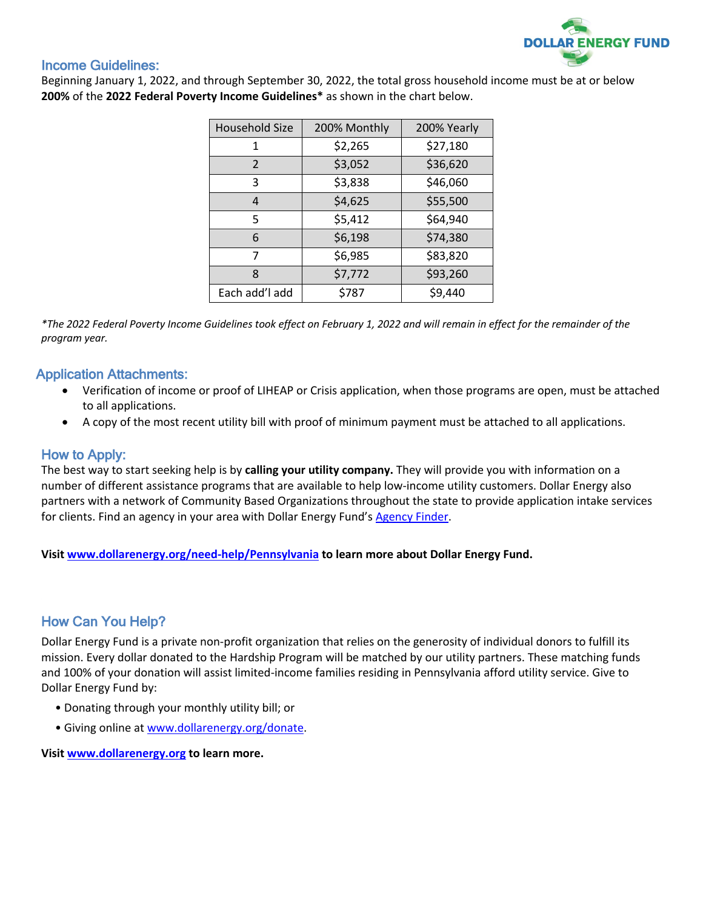DOLLAR ENERGY FUND

## Income Guidelines:

Beginning January 1, 2022, and through September 30, 2022, the total gross household income must be at or below **200%** of the **2022 Federal Poverty Income Guidelines*** as shown in the chart below.

| Household Size | 200% Monthly | 200% Yearly |
|---|---|---|
| 1 | $2,265 | $27,180 |
| 2 | $3,052 | $36,620 |
| 3 | $3,838 | $46,060 |
| 4 | $4,625 | $55,500 |
| 5 | $5,412 | $64,940 |
| 6 | $6,198 | $74,380 |
| 7 | $6,985 | $83,820 |
| 8 | $7,772 | $93,260 |
| Each add'l add | $787 | $9,440 |

**The 2022 Federal Poverty Income Guidelines took effect on February 1, 2022 and will remain in effect for the remainder of the program year.*

## Application Attachments:

- Verification of income or proof of LIHEAP or Crisis application, when those programs are open, must be attached to all applications.
- A copy of the most recent utility bill with proof of minimum payment must be attached to all applications.

## How to Apply:

The best way to start seeking help is by **calling your utility company.** They will provide you with information on a number of different assistance programs that are available to help low-income utility customers. Dollar Energy also partners with a network of Community Based Organizations throughout the state to provide application intake services for clients. Find an agency in your area with Dollar Energy Fund's Agency Finder.

**Visit www.dollarenergy.org/need-help/Pennsylvania to learn more about Dollar Energy Fund.**

## How Can You Help?

Dollar Energy Fund is a private non-profit organization that relies on the generosity of individual donors to fulfill its mission. Every dollar donated to the Hardship Program will be matched by our utility partners. These matching funds and 100% of your donation will assist limited-income families residing in Pennsylvania afford utility service. Give to Dollar Energy Fund by:

- Donating through your monthly utility bill; or
- Giving online at www.dollarenergy.org/donate.

**Visit www.dollarenergy.org to learn more.**